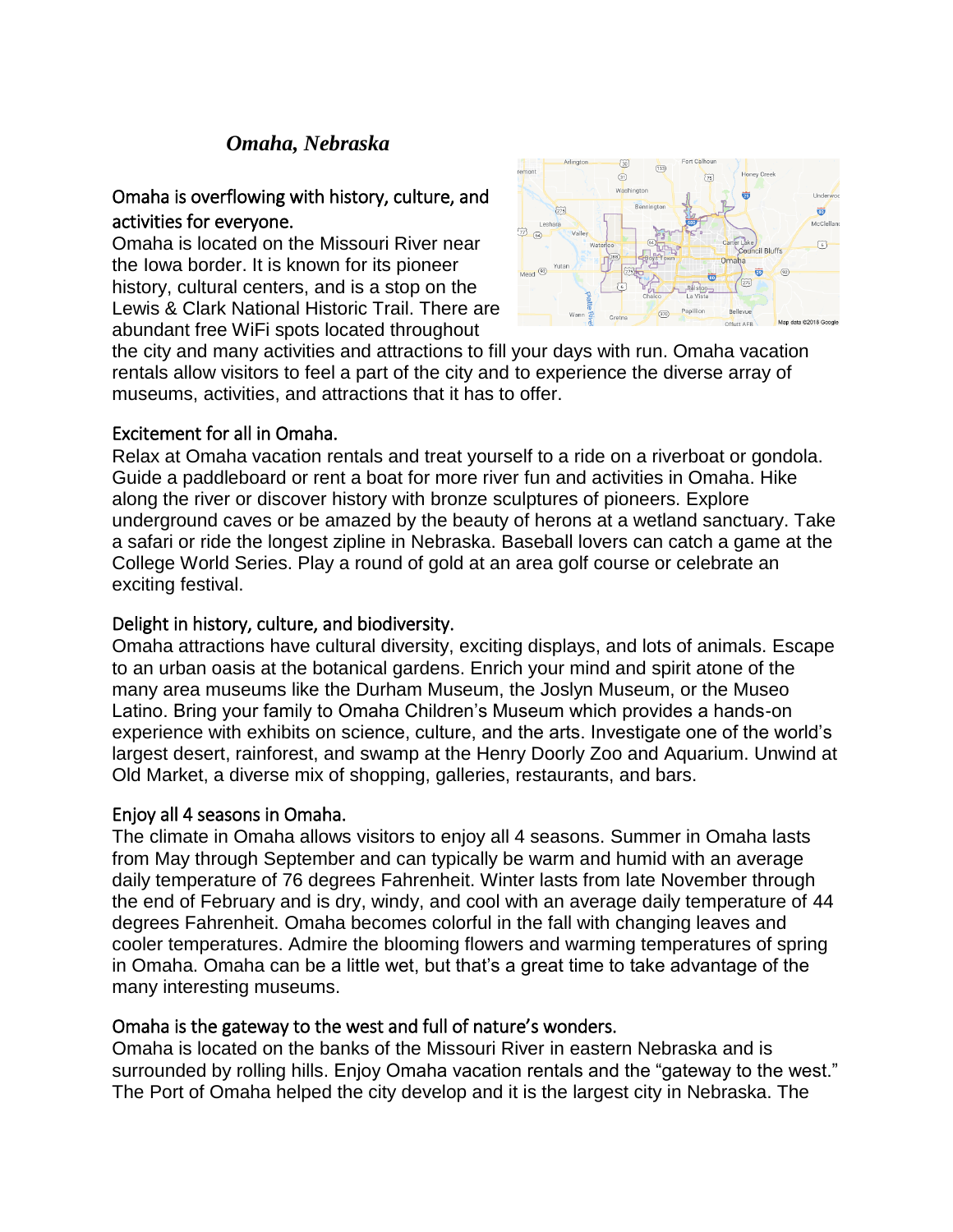# *Omaha, Nebraska*

## Omaha is overflowing with history, culture, and activities for everyone.

Omaha is located on the Missouri River near the Iowa border. It is known for its pioneer history, cultural centers, and is a stop on the Lewis & Clark National Historic Trail. There are abundant free WiFi spots located throughout the city and many activities and attractions to fill your days with run. Omaha vacation rentals allow visitors to feel a part of the city and to experience the diverse array of museums, activities, and attractions that it has to offer.

## Excitement for all in Omaha.

Relax at Omaha vacation rentals and treat yourself to a ride on a riverboat or gondola. Guide a paddleboard or rent a boat for more river fun and activities in Omaha. Hike along the river or discover history with bronze sculptures of pioneers. Explore underground caves or be amazed by the beauty of herons at a wetland sanctuary. Take a safari or ride the longest zipline in Nebraska. Baseball lovers can catch a game at the College World Series. Play a round of gold at an area golf course or celebrate an exciting festival.

## Delight in history, culture, and biodiversity.

Omaha attractions have cultural diversity, exciting displays, and lots of animals. Escape to an urban oasis at the botanical gardens. Enrich your mind and spirit atone of the many area museums like the Durham Museum, the Joslyn Museum, or the Museo Latino. Bring your family to Omaha Children's Museum which provides a hands-on experience with exhibits on science, culture, and the arts. Investigate one of the world's largest desert, rainforest, and swamp at the Henry Doorly Zoo and Aquarium. Unwind at Old Market, a diverse mix of shopping, galleries, restaurants, and bars.

## Enjoy all 4 seasons in Omaha.

The climate in Omaha allows visitors to enjoy all 4 seasons. Summer in Omaha lasts from May through September and can typically be warm and humid with an average daily temperature of 76 degrees Fahrenheit. Winter lasts from late November through the end of February and is dry, windy, and cool with an average daily temperature of 44 degrees Fahrenheit. Omaha becomes colorful in the fall with changing leaves and cooler temperatures. Admire the blooming flowers and warming temperatures of spring in Omaha. Omaha can be a little wet, but that's a great time to take advantage of the many interesting museums.

## Omaha is the gateway to the west and full of nature's wonders.

Omaha is located on the banks of the Missouri River in eastern Nebraska and is surrounded by rolling hills. Enjoy Omaha vacation rentals and the "gateway to the west." The Port of Omaha helped the city develop and it is the largest city in Nebraska. The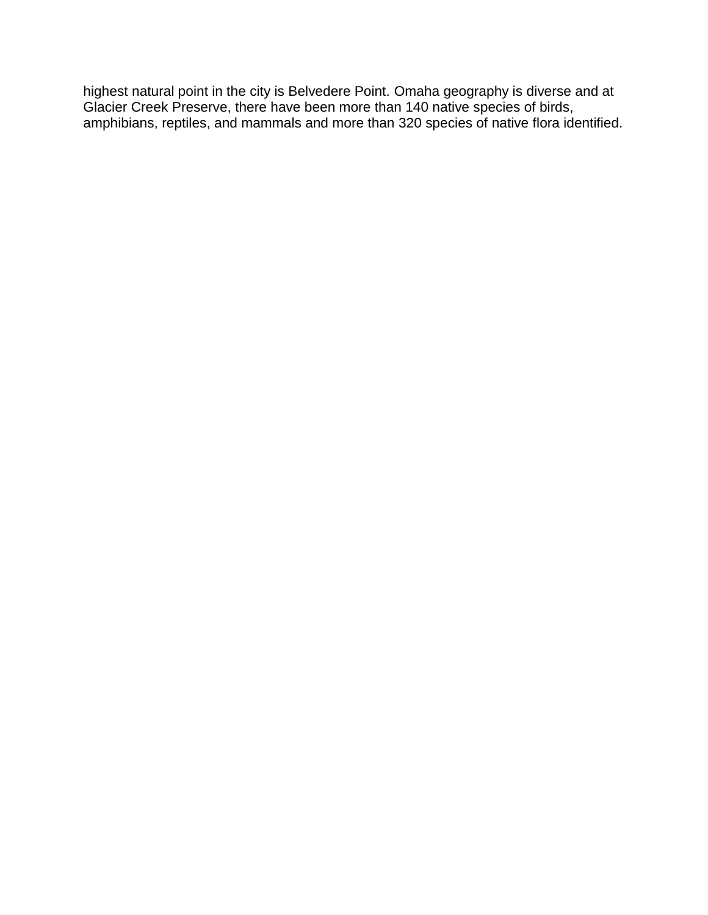highest natural point in the city is Belvedere Point. Omaha geography is diverse and at Glacier Creek Preserve, there have been more than 140 native species of birds, amphibians, reptiles, and mammals and more than 320 species of native flora identified.